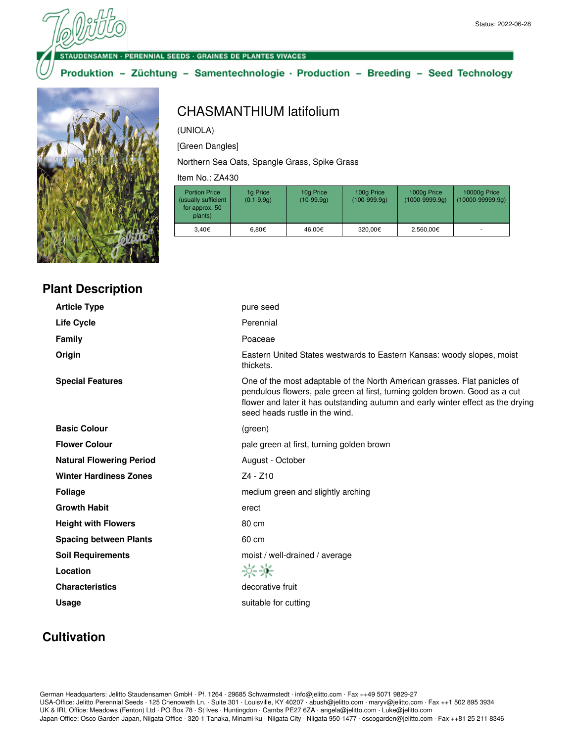Status: 2022-06-28

STAUDENSAMEN · PERENNIAL SEEDS · GRAINES DE PLANTES VIVACES

**Produktion – Züchtung – Samentechnologie · Production – Breeding – Seed Technology**

# CHASMANTHIUM latifolium

(UNIOLA)

[Green Dangles]

Northern Sea Oats, Spangle Grass, Spike Grass

Item No.: ZA430

| Portion Price (usually sufficient for approx. 50 plants) | 1g Price (0.1-9.9g) | 10g Price (10-99.9g) | 100g Price (100-999.9g) | 1000g Price (1000-9999.9g) | 10000g Price (10000-99999.9g) |
|---|---|---|---|---|---|
| 3,40€ | 6,80€ | 46,00€ | 320,00€ | 2.560,00€ | - |

## Plant Description

| | |
|---|---|
| **Article Type** | pure seed |
| **Life Cycle** | Perennial |
| **Family** | Poaceae |
| **Origin** | Eastern United States westwards to Eastern Kansas: woody slopes, moist thickets. |
| **Special Features** | One of the most adaptable of the North American grasses. Flat panicles of pendulous flowers, pale green at first, turning golden brown. Good as a cut flower and later it has outstanding autumn and early winter effect as the drying seed heads rustle in the wind. |
| **Basic Colour** | (green) |
| **Flower Colour** | pale green at first, turning golden brown |
| **Natural Flowering Period** | August - October |
| **Winter Hardiness Zones** | Z4 - Z10 |
| **Foliage** | medium green and slightly arching |
| **Growth Habit** | erect |
| **Height with Flowers** | 80 cm |
| **Spacing between Plants** | 60 cm |
| **Soil Requirements** | moist / well-drained / average |
| **Location** | |
| **Characteristics** | decorative fruit |
| **Usage** | suitable for cutting |

## Cultivation

German Headquarters: Jelitto Staudensamen GmbH · Pf. 1264 · 29685 Schwarmstedt · info@jelitto.com · Fax ++49 5071 9829-27
USA-Office: Jelitto Perennial Seeds · 125 Chenoweth Ln. · Suite 301 · Louisville, KY 40207 · abush@jelitto.com · maryv@jelitto.com · Fax ++1 502 895 3934
UK & IRL Office: Meadows (Fenton) Ltd · PO Box 78 · St Ives · Huntingdon · Cambs PE27 6ZA · angela@jelitto.com · Luke@jelitto.com
Japan-Office: Osco Garden Japan, Niigata Office · 320-1 Tanaka, Minami-ku · Niigata City · Niigata 950-1477 · oscogarden@jelitto.com · Fax ++81 25 211 8346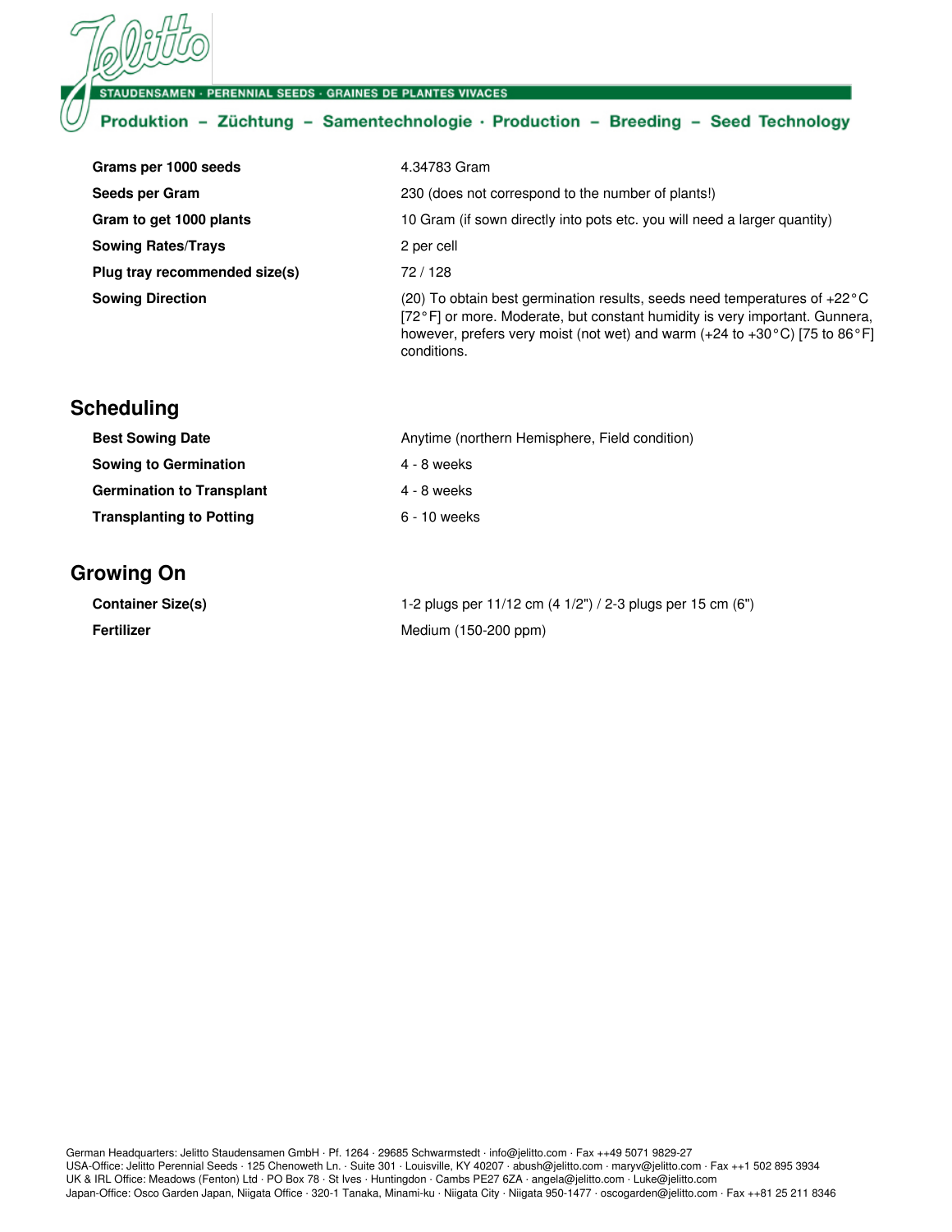| | |
|---|---|
| **Grams per 1000 seeds** | 4.34783 Gram |
| **Seeds per Gram** | 230 (does not correspond to the number of plants!) |
| **Gram to get 1000 plants** | 10 Gram (if sown directly into pots etc. you will need a larger quantity) |
| **Sowing Rates/Trays** | 2 per cell |
| **Plug tray recommended size(s)** | 72 / 128 |
| **Sowing Direction** | (20) To obtain best germination results, seeds need temperatures of +22°C [72°F] or more. Moderate, but constant humidity is very important. Gunnera, however, prefers very moist (not wet) and warm (+24 to +30°C) [75 to 86°F] conditions. |

## Scheduling

| | |
|---|---|
| **Best Sowing Date** | Anytime (northern Hemisphere, Field condition) |
| **Sowing to Germination** | 4 - 8 weeks |
| **Germination to Transplant** | 4 - 8 weeks |
| **Transplanting to Potting** | 6 - 10 weeks |

## Growing On

| | |
|---|---|
| **Container Size(s)** | 1-2 plugs per 11/12 cm (4 1/2") / 2-3 plugs per 15 cm (6") |
| **Fertilizer** | Medium (150-200 ppm) |